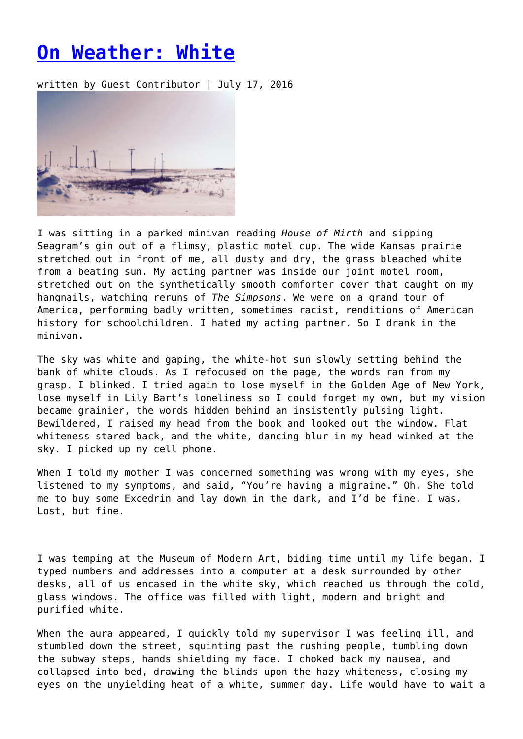# On Weather: White

written by Guest Contributor | July 17, 2016

I was sitting in a parked minivan reading *House of Mirth* and sipping Seagram's gin out of a flimsy, plastic motel cup. The wide Kansas prairie stretched out in front of me, all dusty and dry, the grass bleached white from a beating sun. My acting partner was inside our joint motel room, stretched out on the synthetically smooth comforter cover that caught on my hangnails, watching reruns of *The Simpsons*. We were on a grand tour of America, performing badly written, sometimes racist, renditions of American history for schoolchildren. I hated my acting partner. So I drank in the minivan.

The sky was white and gaping, the white-hot sun slowly setting behind the bank of white clouds. As I refocused on the page, the words ran from my grasp. I blinked. I tried again to lose myself in the Golden Age of New York, lose myself in Lily Bart's loneliness so I could forget my own, but my vision became grainier, the words hidden behind an insistently pulsing light. Bewildered, I raised my head from the book and looked out the window. Flat whiteness stared back, and the white, dancing blur in my head winked at the sky. I picked up my cell phone.

When I told my mother I was concerned something was wrong with my eyes, she listened to my symptoms, and said, "You're having a migraine." Oh. She told me to buy some Excedrin and lay down in the dark, and I'd be fine. I was. Lost, but fine.

I was temping at the Museum of Modern Art, biding time until my life began. I typed numbers and addresses into a computer at a desk surrounded by other desks, all of us encased in the white sky, which reached us through the cold, glass windows. The office was filled with light, modern and bright and purified white.

When the aura appeared, I quickly told my supervisor I was feeling ill, and stumbled down the street, squinting past the rushing people, tumbling down the subway steps, hands shielding my face. I choked back my nausea, and collapsed into bed, drawing the blinds upon the hazy whiteness, closing my eyes on the unyielding heat of a white, summer day. Life would have to wait a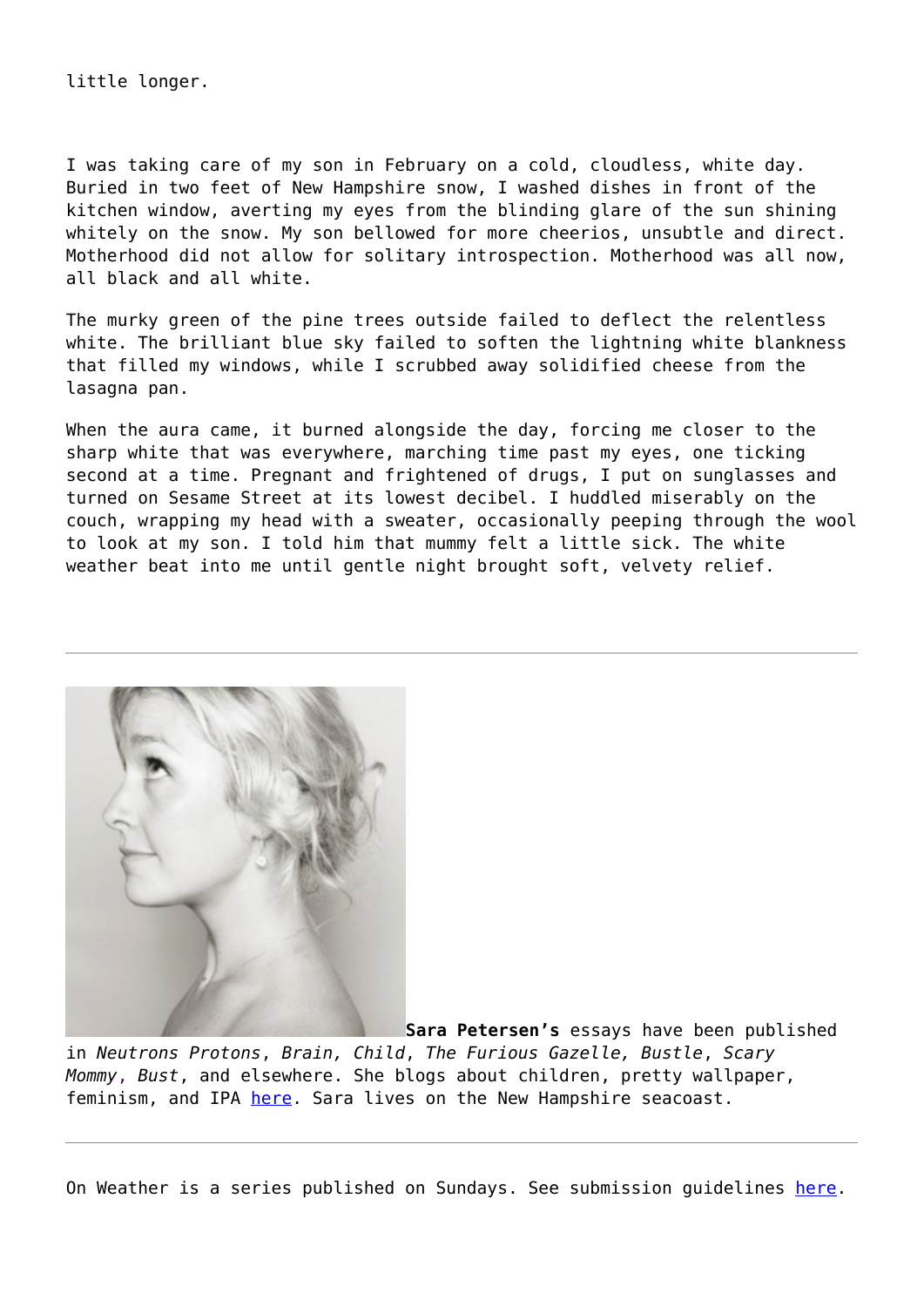little longer.

I was taking care of my son in February on a cold, cloudless, white day. Buried in two feet of New Hampshire snow, I washed dishes in front of the kitchen window, averting my eyes from the blinding glare of the sun shining whitely on the snow. My son bellowed for more cheerios, unsubtle and direct. Motherhood did not allow for solitary introspection. Motherhood was all now, all black and all white.

The murky green of the pine trees outside failed to deflect the relentless white. The brilliant blue sky failed to soften the lightning white blankness that filled my windows, while I scrubbed away solidified cheese from the lasagna pan.

When the aura came, it burned alongside the day, forcing me closer to the sharp white that was everywhere, marching time past my eyes, one ticking second at a time. Pregnant and frightened of drugs, I put on sunglasses and turned on Sesame Street at its lowest decibel. I huddled miserably on the couch, wrapping my head with a sweater, occasionally peeping through the wool to look at my son. I told him that mummy felt a little sick. The white weather beat into me until gentle night brought soft, velvety relief.

---

**Sara Petersen's** essays have been published in *Neutrons Protons*, *Brain, Child*, *The Furious Gazelle*, *Bustle*, *Scary Mommy*, *Bust*, and elsewhere. She blogs about children, pretty wallpaper, feminism, and IPA here. Sara lives on the New Hampshire seacoast.

---

On Weather is a series published on Sundays. See submission guidelines here.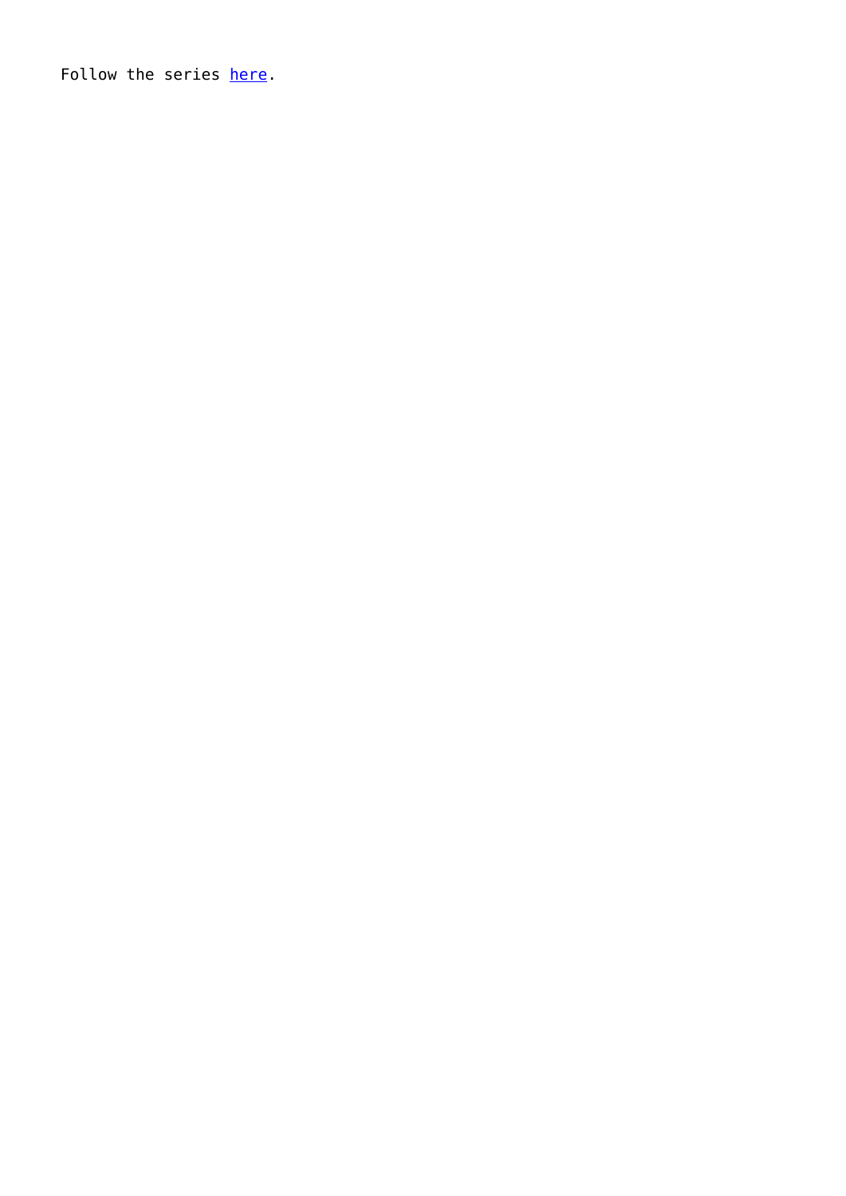Follow the series [here]().